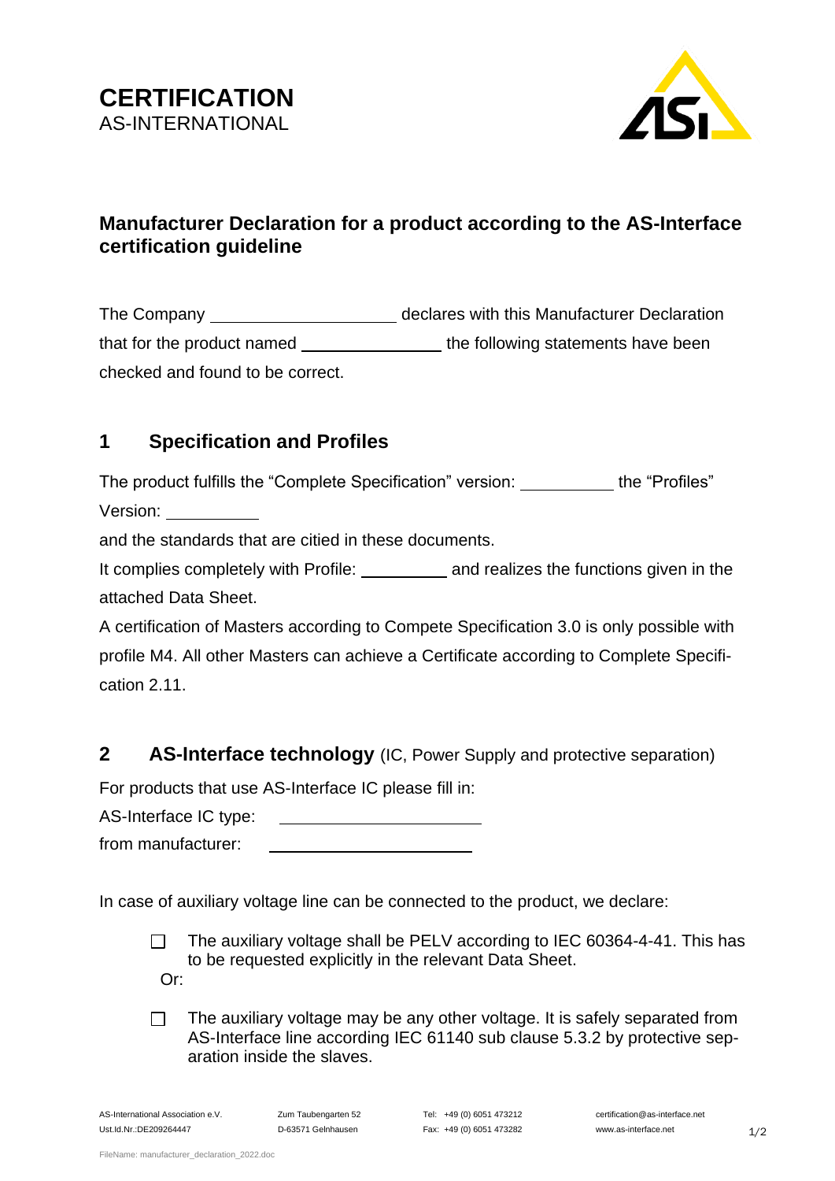# CERTIFICATION

AS-INTERNATIONAL

## Manufacturer Declaration for a product according to the AS-Interface certification guideline

The Company ____________________ declares with this Manufacturer Declaration that for the product named ________________ the following statements have been checked and found to be correct.

## 1 Specification and Profiles

The product fulfills the "Complete Specification" version: __________ the "Profiles" Version: __________

and the standards that are citied in these documents.

It complies completely with Profile: __________ and realizes the functions given in the attached Data Sheet.

A certification of Masters according to Compete Specification 3.0 is only possible with profile M4. All other Masters can achieve a Certificate according to Complete Specification 2.11.

## 2 AS-Interface technology (IC, Power Supply and protective separation)

For products that use AS-Interface IC please fill in:

AS-Interface IC type: ______________________

from manufacturer: ______________________

In case of auxiliary voltage line can be connected to the product, we declare:

- ☐ The auxiliary voltage shall be PELV according to IEC 60364-4-41. This has to be requested explicitly in the relevant Data Sheet.

Or:

- ☐ The auxiliary voltage may be any other voltage. It is safely separated from AS-Interface line according IEC 61140 sub clause 5.3.2 by protective separation inside the slaves.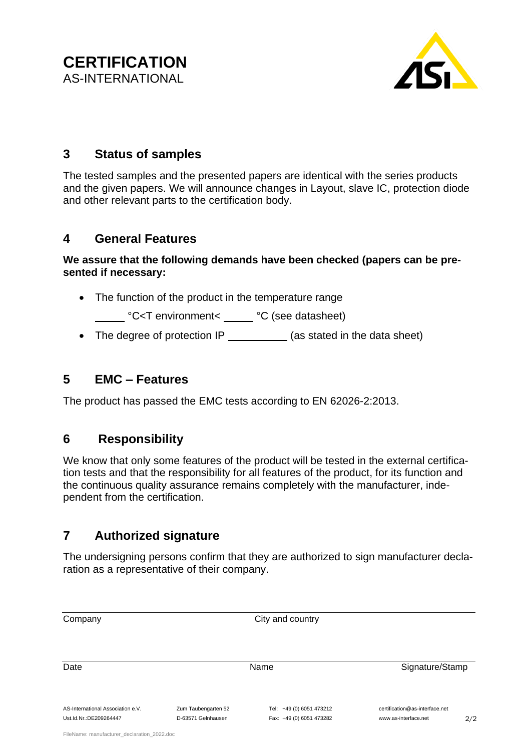**CERTIFICATION**
AS-INTERNATIONAL

## 3 Status of samples

The tested samples and the presented papers are identical with the series products and the given papers. We will announce changes in Layout, slave IC, protection diode and other relevant parts to the certification body.

## 4 General Features

**We assure that the following demands have been checked (papers can be presented if necessary:**

- The function of the product in the temperature range

  _____ °C<T environment< _____ °C (see datasheet)
- The degree of protection IP __________ (as stated in the data sheet)

## 5 EMC – Features

The product has passed the EMC tests according to EN 62026-2:2013.

## 6 Responsibility

We know that only some features of the product will be tested in the external certification tests and that the responsibility for all features of the product, for its function and the continuous quality assurance remains completely with the manufacturer, independent from the certification.

## 7 Authorized signature

The undersigning persons confirm that they are authorized to sign manufacturer declaration as a representative of their company.

Company | City and country

Date | Name | Signature/Stamp

AS-International Association e.V. | Zum Taubengarten 52 | Tel: +49 (0) 6051 473212 | certification@as-interface.net
Ust.Id.Nr.:DE209264447 | D-63571 Gelnhausen | Fax: +49 (0) 6051 473282 | www.as-interface.net

FileName: manufacturer_declaration_2022.doc